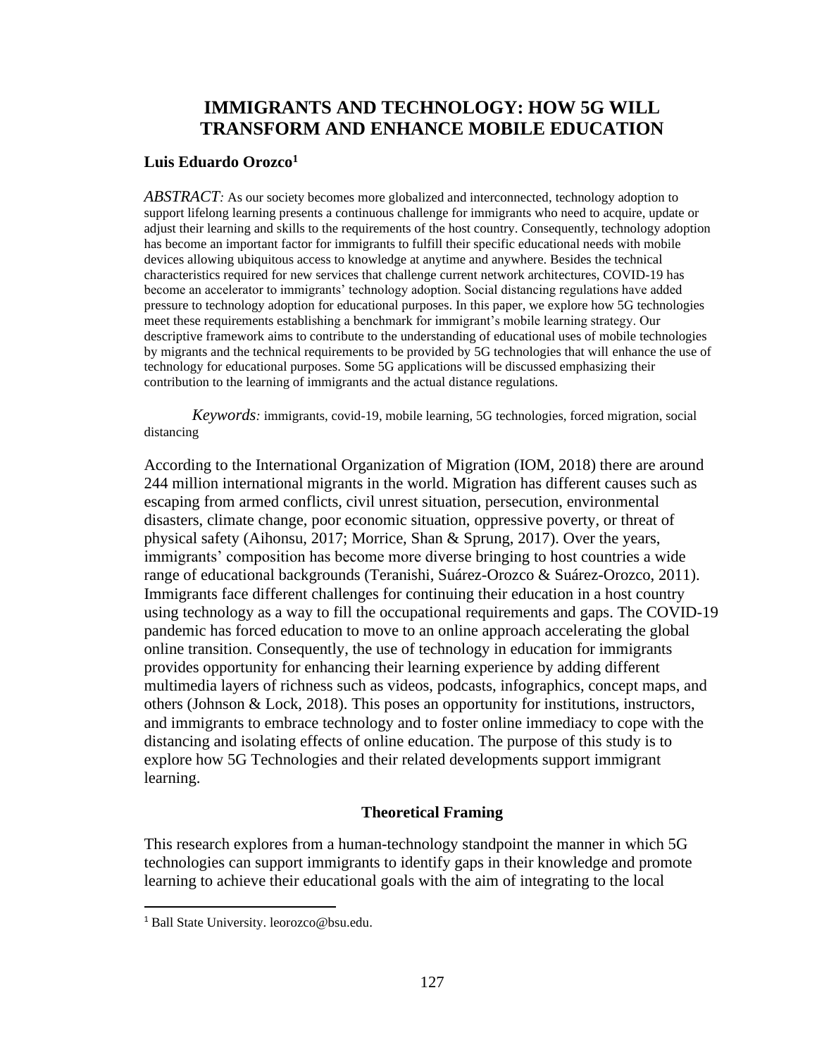# IMMIGRANTS AND TECHNOLOGY: HOW 5G WILL TRANSFORM AND ENHANCE MOBILE EDUCATION

**Luis Eduardo Orozco[1]**

*ABSTRACT:* As our society becomes more globalized and interconnected, technology adoption to support lifelong learning presents a continuous challenge for immigrants who need to acquire, update or adjust their learning and skills to the requirements of the host country. Consequently, technology adoption has become an important factor for immigrants to fulfill their specific educational needs with mobile devices allowing ubiquitous access to knowledge at anytime and anywhere. Besides the technical characteristics required for new services that challenge current network architectures, COVID-19 has become an accelerator to immigrants' technology adoption. Social distancing regulations have added pressure to technology adoption for educational purposes. In this paper, we explore how 5G technologies meet these requirements establishing a benchmark for immigrant's mobile learning strategy. Our descriptive framework aims to contribute to the understanding of educational uses of mobile technologies by migrants and the technical requirements to be provided by 5G technologies that will enhance the use of technology for educational purposes. Some 5G applications will be discussed emphasizing their contribution to the learning of immigrants and the actual distance regulations.

*Keywords:* immigrants, covid-19, mobile learning, 5G technologies, forced migration, social distancing

According to the International Organization of Migration (IOM, 2018) there are around 244 million international migrants in the world. Migration has different causes such as escaping from armed conflicts, civil unrest situation, persecution, environmental disasters, climate change, poor economic situation, oppressive poverty, or threat of physical safety (Aihonsu, 2017; Morrice, Shan & Sprung, 2017). Over the years, immigrants' composition has become more diverse bringing to host countries a wide range of educational backgrounds (Teranishi, Suárez-Orozco & Suárez-Orozco, 2011). Immigrants face different challenges for continuing their education in a host country using technology as a way to fill the occupational requirements and gaps. The COVID-19 pandemic has forced education to move to an online approach accelerating the global online transition. Consequently, the use of technology in education for immigrants provides opportunity for enhancing their learning experience by adding different multimedia layers of richness such as videos, podcasts, infographics, concept maps, and others (Johnson & Lock, 2018). This poses an opportunity for institutions, instructors, and immigrants to embrace technology and to foster online immediacy to cope with the distancing and isolating effects of online education. The purpose of this study is to explore how 5G Technologies and their related developments support immigrant learning.

## Theoretical Framing

This research explores from a human-technology standpoint the manner in which 5G technologies can support immigrants to identify gaps in their knowledge and promote learning to achieve their educational goals with the aim of integrating to the local

[1] Ball State University. leorozco@bsu.edu.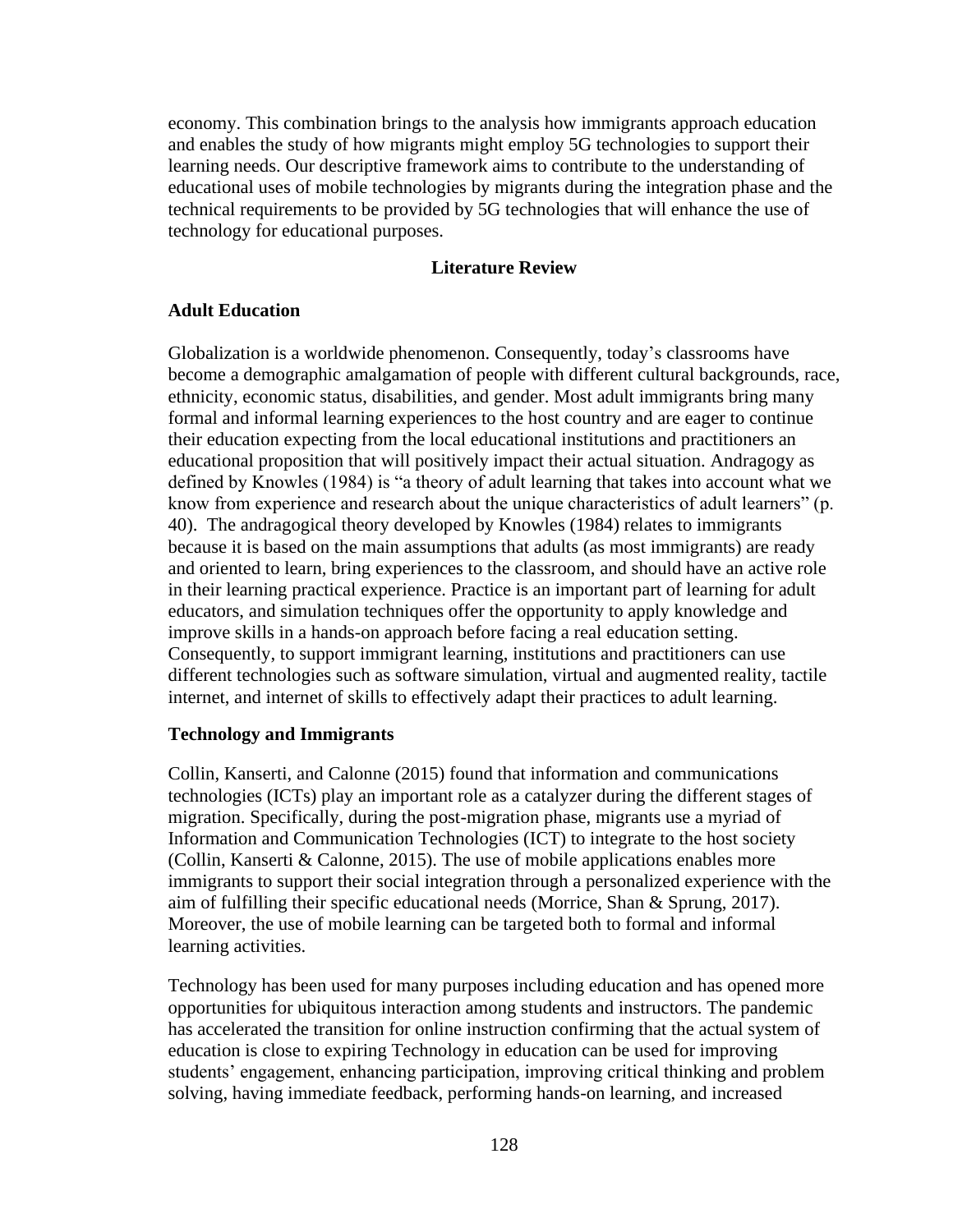economy. This combination brings to the analysis how immigrants approach education and enables the study of how migrants might employ 5G technologies to support their learning needs. Our descriptive framework aims to contribute to the understanding of educational uses of mobile technologies by migrants during the integration phase and the technical requirements to be provided by 5G technologies that will enhance the use of technology for educational purposes.

## Literature Review

### Adult Education

Globalization is a worldwide phenomenon. Consequently, today's classrooms have become a demographic amalgamation of people with different cultural backgrounds, race, ethnicity, economic status, disabilities, and gender. Most adult immigrants bring many formal and informal learning experiences to the host country and are eager to continue their education expecting from the local educational institutions and practitioners an educational proposition that will positively impact their actual situation. Andragogy as defined by Knowles (1984) is "a theory of adult learning that takes into account what we know from experience and research about the unique characteristics of adult learners" (p. 40). The andragogical theory developed by Knowles (1984) relates to immigrants because it is based on the main assumptions that adults (as most immigrants) are ready and oriented to learn, bring experiences to the classroom, and should have an active role in their learning practical experience. Practice is an important part of learning for adult educators, and simulation techniques offer the opportunity to apply knowledge and improve skills in a hands-on approach before facing a real education setting. Consequently, to support immigrant learning, institutions and practitioners can use different technologies such as software simulation, virtual and augmented reality, tactile internet, and internet of skills to effectively adapt their practices to adult learning.

### Technology and Immigrants

Collin, Kanserti, and Calonne (2015) found that information and communications technologies (ICTs) play an important role as a catalyzer during the different stages of migration. Specifically, during the post-migration phase, migrants use a myriad of Information and Communication Technologies (ICT) to integrate to the host society (Collin, Kanserti & Calonne, 2015). The use of mobile applications enables more immigrants to support their social integration through a personalized experience with the aim of fulfilling their specific educational needs (Morrice, Shan & Sprung, 2017). Moreover, the use of mobile learning can be targeted both to formal and informal learning activities.

Technology has been used for many purposes including education and has opened more opportunities for ubiquitous interaction among students and instructors. The pandemic has accelerated the transition for online instruction confirming that the actual system of education is close to expiring Technology in education can be used for improving students' engagement, enhancing participation, improving critical thinking and problem solving, having immediate feedback, performing hands-on learning, and increased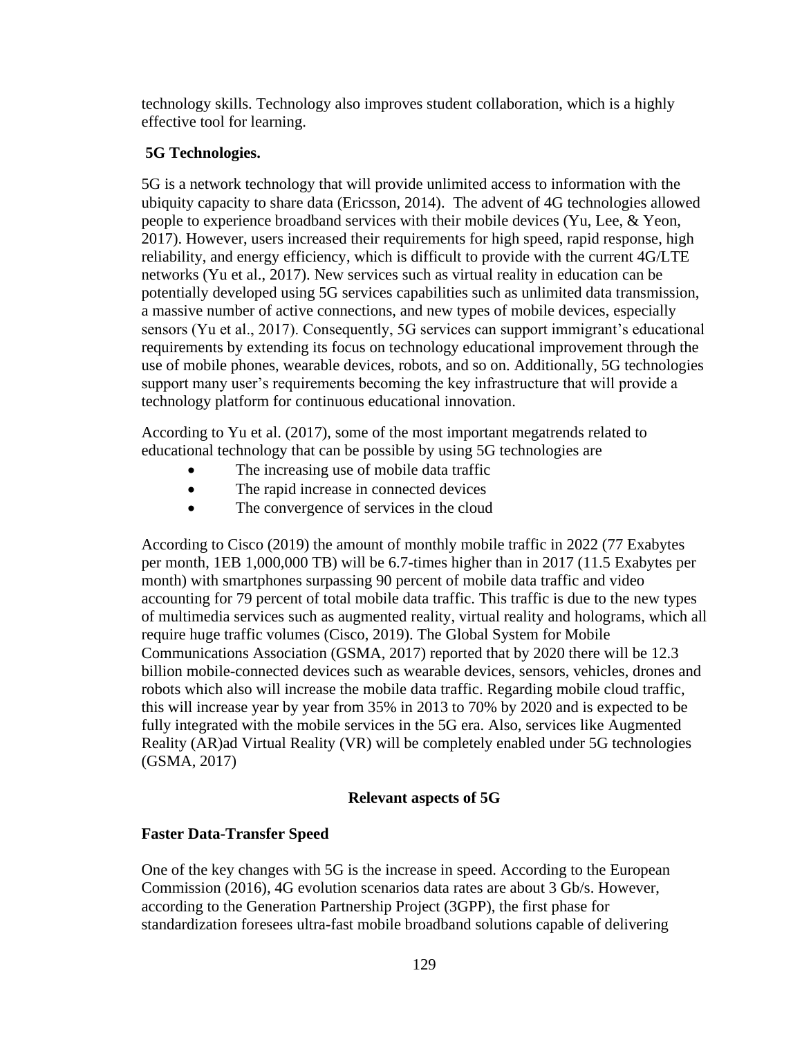technology skills. Technology also improves student collaboration, which is a highly effective tool for learning.

### 5G Technologies.

5G is a network technology that will provide unlimited access to information with the ubiquity capacity to share data (Ericsson, 2014). The advent of 4G technologies allowed people to experience broadband services with their mobile devices (Yu, Lee, & Yeon, 2017). However, users increased their requirements for high speed, rapid response, high reliability, and energy efficiency, which is difficult to provide with the current 4G/LTE networks (Yu et al., 2017). New services such as virtual reality in education can be potentially developed using 5G services capabilities such as unlimited data transmission, a massive number of active connections, and new types of mobile devices, especially sensors (Yu et al., 2017). Consequently, 5G services can support immigrant's educational requirements by extending its focus on technology educational improvement through the use of mobile phones, wearable devices, robots, and so on. Additionally, 5G technologies support many user's requirements becoming the key infrastructure that will provide a technology platform for continuous educational innovation.

According to Yu et al. (2017), some of the most important megatrends related to educational technology that can be possible by using 5G technologies are

- The increasing use of mobile data traffic
- The rapid increase in connected devices
- The convergence of services in the cloud

According to Cisco (2019) the amount of monthly mobile traffic in 2022 (77 Exabytes per month, 1EB 1,000,000 TB) will be 6.7-times higher than in 2017 (11.5 Exabytes per month) with smartphones surpassing 90 percent of mobile data traffic and video accounting for 79 percent of total mobile data traffic. This traffic is due to the new types of multimedia services such as augmented reality, virtual reality and holograms, which all require huge traffic volumes (Cisco, 2019). The Global System for Mobile Communications Association (GSMA, 2017) reported that by 2020 there will be 12.3 billion mobile-connected devices such as wearable devices, sensors, vehicles, drones and robots which also will increase the mobile data traffic. Regarding mobile cloud traffic, this will increase year by year from 35% in 2013 to 70% by 2020 and is expected to be fully integrated with the mobile services in the 5G era. Also, services like Augmented Reality (AR)ad Virtual Reality (VR) will be completely enabled under 5G technologies (GSMA, 2017)

## Relevant aspects of 5G

### Faster Data-Transfer Speed

One of the key changes with 5G is the increase in speed. According to the European Commission (2016), 4G evolution scenarios data rates are about 3 Gb/s. However, according to the Generation Partnership Project (3GPP), the first phase for standardization foresees ultra-fast mobile broadband solutions capable of delivering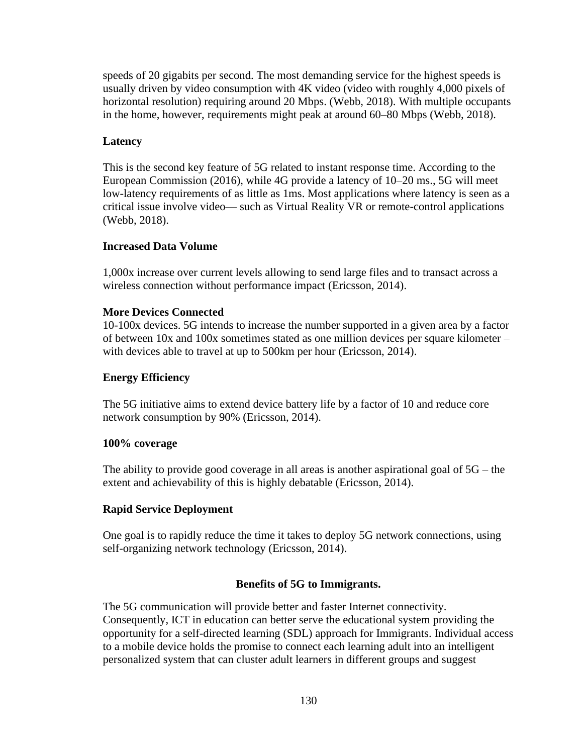speeds of 20 gigabits per second. The most demanding service for the highest speeds is usually driven by video consumption with 4K video (video with roughly 4,000 pixels of horizontal resolution) requiring around 20 Mbps. (Webb, 2018). With multiple occupants in the home, however, requirements might peak at around 60–80 Mbps (Webb, 2018).

**Latency**

This is the second key feature of 5G related to instant response time. According to the European Commission (2016), while 4G provide a latency of 10–20 ms., 5G will meet low-latency requirements of as little as 1ms. Most applications where latency is seen as a critical issue involve video— such as Virtual Reality VR or remote-control applications (Webb, 2018).

**Increased Data Volume**

1,000x increase over current levels allowing to send large files and to transact across a wireless connection without performance impact (Ericsson, 2014).

**More Devices Connected**

10-100x devices. 5G intends to increase the number supported in a given area by a factor of between 10x and 100x sometimes stated as one million devices per square kilometer – with devices able to travel at up to 500km per hour (Ericsson, 2014).

**Energy Efficiency**

The 5G initiative aims to extend device battery life by a factor of 10 and reduce core network consumption by 90% (Ericsson, 2014).

**100% coverage**

The ability to provide good coverage in all areas is another aspirational goal of 5G – the extent and achievability of this is highly debatable (Ericsson, 2014).

**Rapid Service Deployment**

One goal is to rapidly reduce the time it takes to deploy 5G network connections, using self-organizing network technology (Ericsson, 2014).

## Benefits of 5G to Immigrants.

The 5G communication will provide better and faster Internet connectivity. Consequently, ICT in education can better serve the educational system providing the opportunity for a self-directed learning (SDL) approach for Immigrants. Individual access to a mobile device holds the promise to connect each learning adult into an intelligent personalized system that can cluster adult learners in different groups and suggest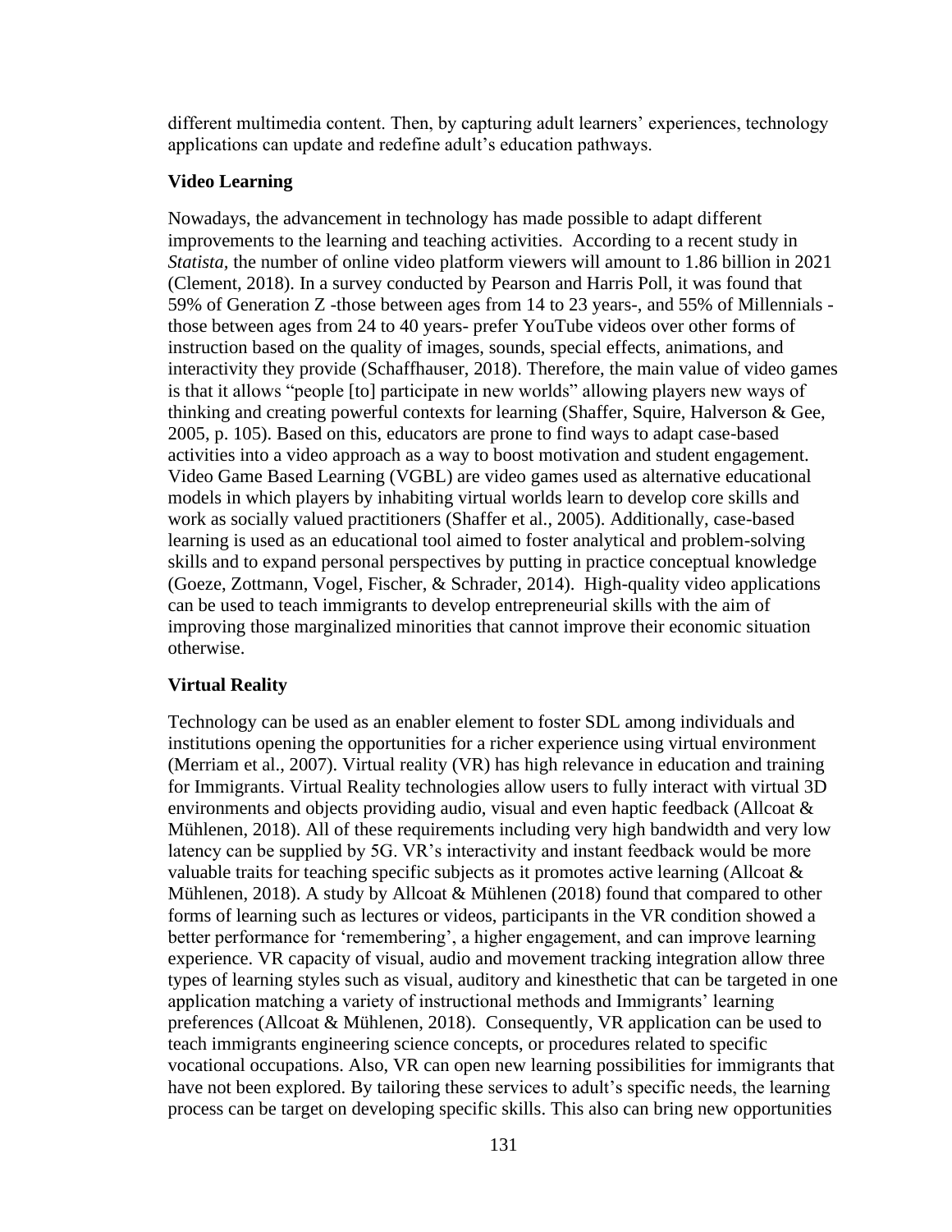different multimedia content. Then, by capturing adult learners' experiences, technology applications can update and redefine adult's education pathways.

### Video Learning

Nowadays, the advancement in technology has made possible to adapt different improvements to the learning and teaching activities. According to a recent study in *Statista,* the number of online video platform viewers will amount to 1.86 billion in 2021 (Clement, 2018). In a survey conducted by Pearson and Harris Poll, it was found that 59% of Generation Z -those between ages from 14 to 23 years-, and 55% of Millennials - those between ages from 24 to 40 years- prefer YouTube videos over other forms of instruction based on the quality of images, sounds, special effects, animations, and interactivity they provide (Schaffhauser, 2018). Therefore, the main value of video games is that it allows "people [to] participate in new worlds" allowing players new ways of thinking and creating powerful contexts for learning (Shaffer, Squire, Halverson & Gee, 2005, p. 105). Based on this, educators are prone to find ways to adapt case-based activities into a video approach as a way to boost motivation and student engagement. Video Game Based Learning (VGBL) are video games used as alternative educational models in which players by inhabiting virtual worlds learn to develop core skills and work as socially valued practitioners (Shaffer et al., 2005). Additionally, case-based learning is used as an educational tool aimed to foster analytical and problem-solving skills and to expand personal perspectives by putting in practice conceptual knowledge (Goeze, Zottmann, Vogel, Fischer, & Schrader, 2014). High-quality video applications can be used to teach immigrants to develop entrepreneurial skills with the aim of improving those marginalized minorities that cannot improve their economic situation otherwise.

### Virtual Reality

Technology can be used as an enabler element to foster SDL among individuals and institutions opening the opportunities for a richer experience using virtual environment (Merriam et al., 2007). Virtual reality (VR) has high relevance in education and training for Immigrants. Virtual Reality technologies allow users to fully interact with virtual 3D environments and objects providing audio, visual and even haptic feedback (Allcoat & Mühlenen, 2018). All of these requirements including very high bandwidth and very low latency can be supplied by 5G. VR's interactivity and instant feedback would be more valuable traits for teaching specific subjects as it promotes active learning (Allcoat & Mühlenen, 2018). A study by Allcoat & Mühlenen (2018) found that compared to other forms of learning such as lectures or videos, participants in the VR condition showed a better performance for 'remembering', a higher engagement, and can improve learning experience. VR capacity of visual, audio and movement tracking integration allow three types of learning styles such as visual, auditory and kinesthetic that can be targeted in one application matching a variety of instructional methods and Immigrants' learning preferences (Allcoat & Mühlenen, 2018). Consequently, VR application can be used to teach immigrants engineering science concepts, or procedures related to specific vocational occupations. Also, VR can open new learning possibilities for immigrants that have not been explored. By tailoring these services to adult's specific needs, the learning process can be target on developing specific skills. This also can bring new opportunities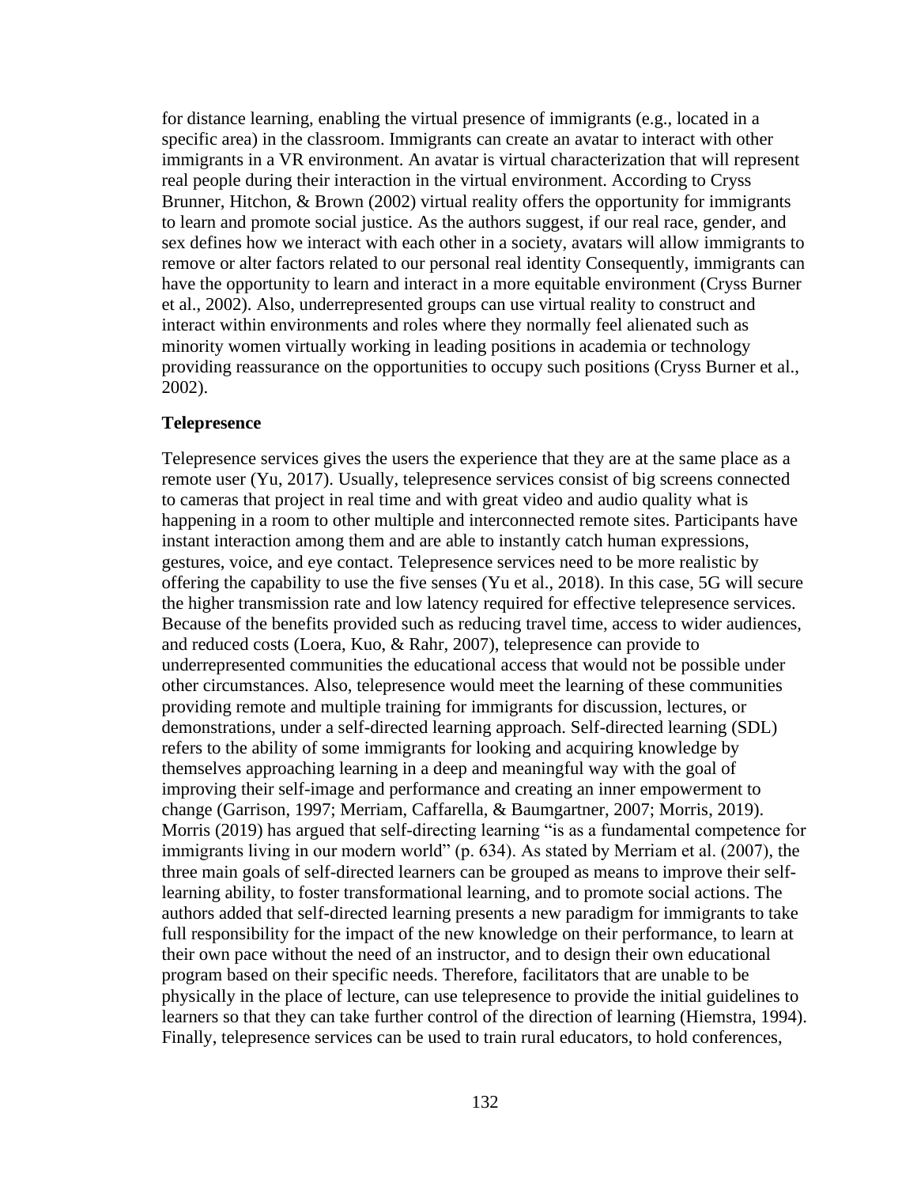for distance learning, enabling the virtual presence of immigrants (e.g., located in a specific area) in the classroom. Immigrants can create an avatar to interact with other immigrants in a VR environment. An avatar is virtual characterization that will represent real people during their interaction in the virtual environment. According to Cryss Brunner, Hitchon, & Brown (2002) virtual reality offers the opportunity for immigrants to learn and promote social justice. As the authors suggest, if our real race, gender, and sex defines how we interact with each other in a society, avatars will allow immigrants to remove or alter factors related to our personal real identity Consequently, immigrants can have the opportunity to learn and interact in a more equitable environment (Cryss Burner et al., 2002). Also, underrepresented groups can use virtual reality to construct and interact within environments and roles where they normally feel alienated such as minority women virtually working in leading positions in academia or technology providing reassurance on the opportunities to occupy such positions (Cryss Burner et al., 2002).

**Telepresence**

Telepresence services gives the users the experience that they are at the same place as a remote user (Yu, 2017). Usually, telepresence services consist of big screens connected to cameras that project in real time and with great video and audio quality what is happening in a room to other multiple and interconnected remote sites. Participants have instant interaction among them and are able to instantly catch human expressions, gestures, voice, and eye contact. Telepresence services need to be more realistic by offering the capability to use the five senses (Yu et al., 2018). In this case, 5G will secure the higher transmission rate and low latency required for effective telepresence services. Because of the benefits provided such as reducing travel time, access to wider audiences, and reduced costs (Loera, Kuo, & Rahr, 2007), telepresence can provide to underrepresented communities the educational access that would not be possible under other circumstances. Also, telepresence would meet the learning of these communities providing remote and multiple training for immigrants for discussion, lectures, or demonstrations, under a self-directed learning approach. Self-directed learning (SDL) refers to the ability of some immigrants for looking and acquiring knowledge by themselves approaching learning in a deep and meaningful way with the goal of improving their self-image and performance and creating an inner empowerment to change (Garrison, 1997; Merriam, Caffarella, & Baumgartner, 2007; Morris, 2019). Morris (2019) has argued that self-directing learning "is as a fundamental competence for immigrants living in our modern world" (p. 634). As stated by Merriam et al. (2007), the three main goals of self-directed learners can be grouped as means to improve their self-learning ability, to foster transformational learning, and to promote social actions. The authors added that self-directed learning presents a new paradigm for immigrants to take full responsibility for the impact of the new knowledge on their performance, to learn at their own pace without the need of an instructor, and to design their own educational program based on their specific needs. Therefore, facilitators that are unable to be physically in the place of lecture, can use telepresence to provide the initial guidelines to learners so that they can take further control of the direction of learning (Hiemstra, 1994). Finally, telepresence services can be used to train rural educators, to hold conferences,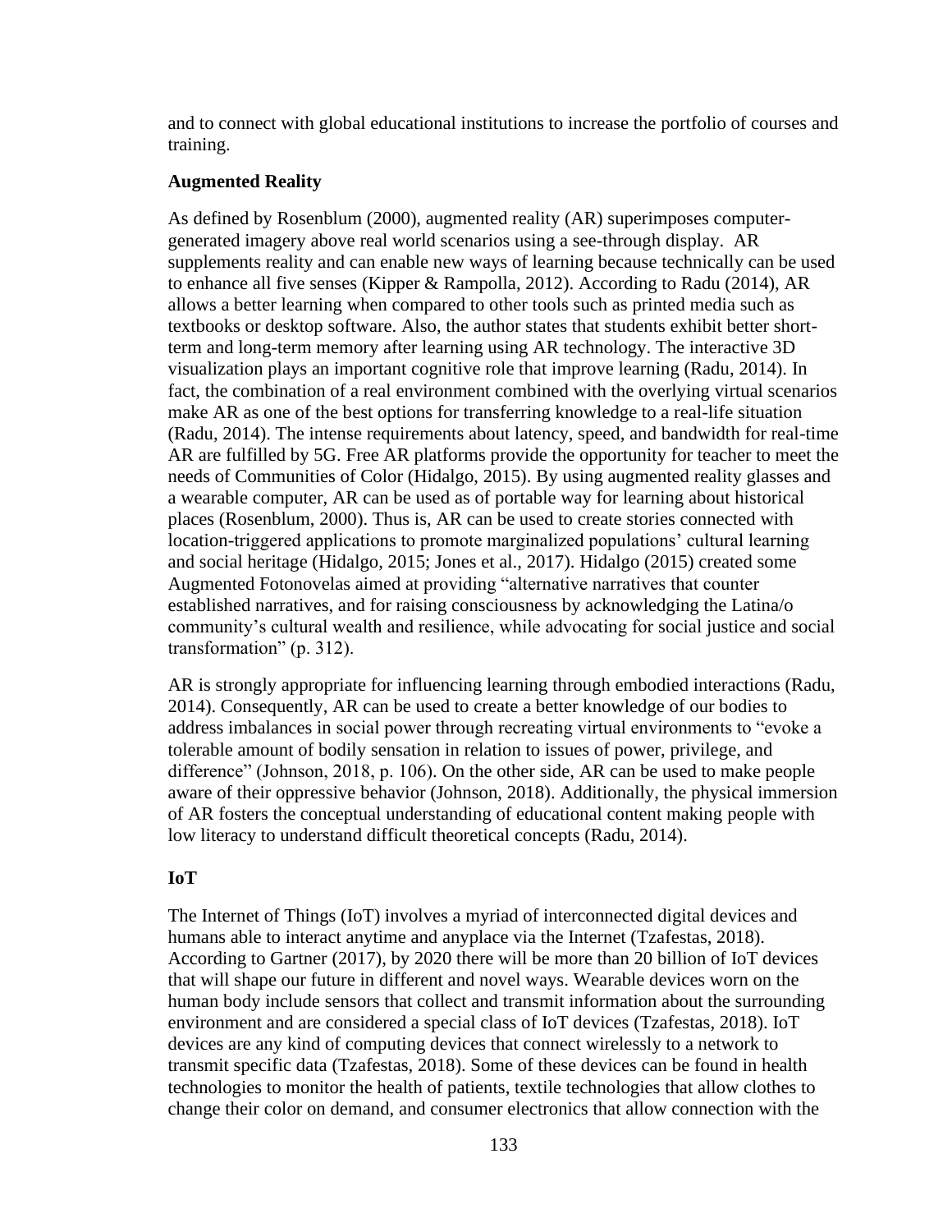and to connect with global educational institutions to increase the portfolio of courses and training.

**Augmented Reality**

As defined by Rosenblum (2000), augmented reality (AR) superimposes computer-generated imagery above real world scenarios using a see-through display. AR supplements reality and can enable new ways of learning because technically can be used to enhance all five senses (Kipper & Rampolla, 2012). According to Radu (2014), AR allows a better learning when compared to other tools such as printed media such as textbooks or desktop software. Also, the author states that students exhibit better short-term and long-term memory after learning using AR technology. The interactive 3D visualization plays an important cognitive role that improve learning (Radu, 2014). In fact, the combination of a real environment combined with the overlying virtual scenarios make AR as one of the best options for transferring knowledge to a real-life situation (Radu, 2014). The intense requirements about latency, speed, and bandwidth for real-time AR are fulfilled by 5G. Free AR platforms provide the opportunity for teacher to meet the needs of Communities of Color (Hidalgo, 2015). By using augmented reality glasses and a wearable computer, AR can be used as of portable way for learning about historical places (Rosenblum, 2000). Thus is, AR can be used to create stories connected with location-triggered applications to promote marginalized populations' cultural learning and social heritage (Hidalgo, 2015; Jones et al., 2017). Hidalgo (2015) created some Augmented Fotonovelas aimed at providing "alternative narratives that counter established narratives, and for raising consciousness by acknowledging the Latina/o community's cultural wealth and resilience, while advocating for social justice and social transformation" (p. 312).

AR is strongly appropriate for influencing learning through embodied interactions (Radu, 2014). Consequently, AR can be used to create a better knowledge of our bodies to address imbalances in social power through recreating virtual environments to "evoke a tolerable amount of bodily sensation in relation to issues of power, privilege, and difference" (Johnson, 2018, p. 106). On the other side, AR can be used to make people aware of their oppressive behavior (Johnson, 2018). Additionally, the physical immersion of AR fosters the conceptual understanding of educational content making people with low literacy to understand difficult theoretical concepts (Radu, 2014).

**IoT**

The Internet of Things (IoT) involves a myriad of interconnected digital devices and humans able to interact anytime and anyplace via the Internet (Tzafestas, 2018). According to Gartner (2017), by 2020 there will be more than 20 billion of IoT devices that will shape our future in different and novel ways. Wearable devices worn on the human body include sensors that collect and transmit information about the surrounding environment and are considered a special class of IoT devices (Tzafestas, 2018). IoT devices are any kind of computing devices that connect wirelessly to a network to transmit specific data (Tzafestas, 2018). Some of these devices can be found in health technologies to monitor the health of patients, textile technologies that allow clothes to change their color on demand, and consumer electronics that allow connection with the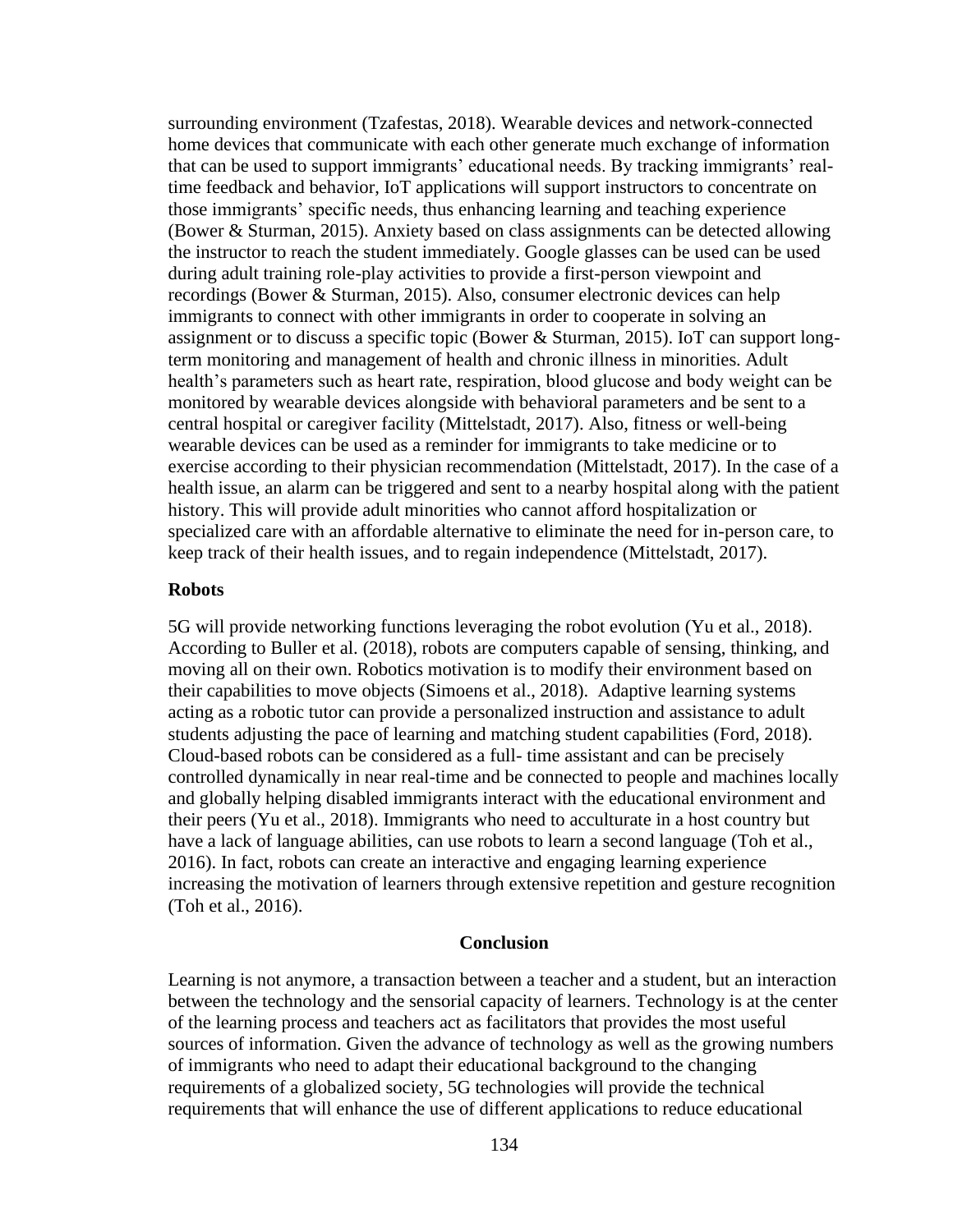surrounding environment (Tzafestas, 2018). Wearable devices and network-connected home devices that communicate with each other generate much exchange of information that can be used to support immigrants' educational needs. By tracking immigrants' real-time feedback and behavior, IoT applications will support instructors to concentrate on those immigrants' specific needs, thus enhancing learning and teaching experience (Bower & Sturman, 2015). Anxiety based on class assignments can be detected allowing the instructor to reach the student immediately. Google glasses can be used can be used during adult training role-play activities to provide a first-person viewpoint and recordings (Bower & Sturman, 2015). Also, consumer electronic devices can help immigrants to connect with other immigrants in order to cooperate in solving an assignment or to discuss a specific topic (Bower & Sturman, 2015). IoT can support long-term monitoring and management of health and chronic illness in minorities. Adult health's parameters such as heart rate, respiration, blood glucose and body weight can be monitored by wearable devices alongside with behavioral parameters and be sent to a central hospital or caregiver facility (Mittelstadt, 2017). Also, fitness or well-being wearable devices can be used as a reminder for immigrants to take medicine or to exercise according to their physician recommendation (Mittelstadt, 2017). In the case of a health issue, an alarm can be triggered and sent to a nearby hospital along with the patient history. This will provide adult minorities who cannot afford hospitalization or specialized care with an affordable alternative to eliminate the need for in-person care, to keep track of their health issues, and to regain independence (Mittelstadt, 2017).

### Robots

5G will provide networking functions leveraging the robot evolution (Yu et al., 2018). According to Buller et al. (2018), robots are computers capable of sensing, thinking, and moving all on their own. Robotics motivation is to modify their environment based on their capabilities to move objects (Simoens et al., 2018). Adaptive learning systems acting as a robotic tutor can provide a personalized instruction and assistance to adult students adjusting the pace of learning and matching student capabilities (Ford, 2018). Cloud-based robots can be considered as a full- time assistant and can be precisely controlled dynamically in near real-time and be connected to people and machines locally and globally helping disabled immigrants interact with the educational environment and their peers (Yu et al., 2018). Immigrants who need to acculturate in a host country but have a lack of language abilities, can use robots to learn a second language (Toh et al., 2016). In fact, robots can create an interactive and engaging learning experience increasing the motivation of learners through extensive repetition and gesture recognition (Toh et al., 2016).

## Conclusion

Learning is not anymore, a transaction between a teacher and a student, but an interaction between the technology and the sensorial capacity of learners. Technology is at the center of the learning process and teachers act as facilitators that provides the most useful sources of information. Given the advance of technology as well as the growing numbers of immigrants who need to adapt their educational background to the changing requirements of a globalized society, 5G technologies will provide the technical requirements that will enhance the use of different applications to reduce educational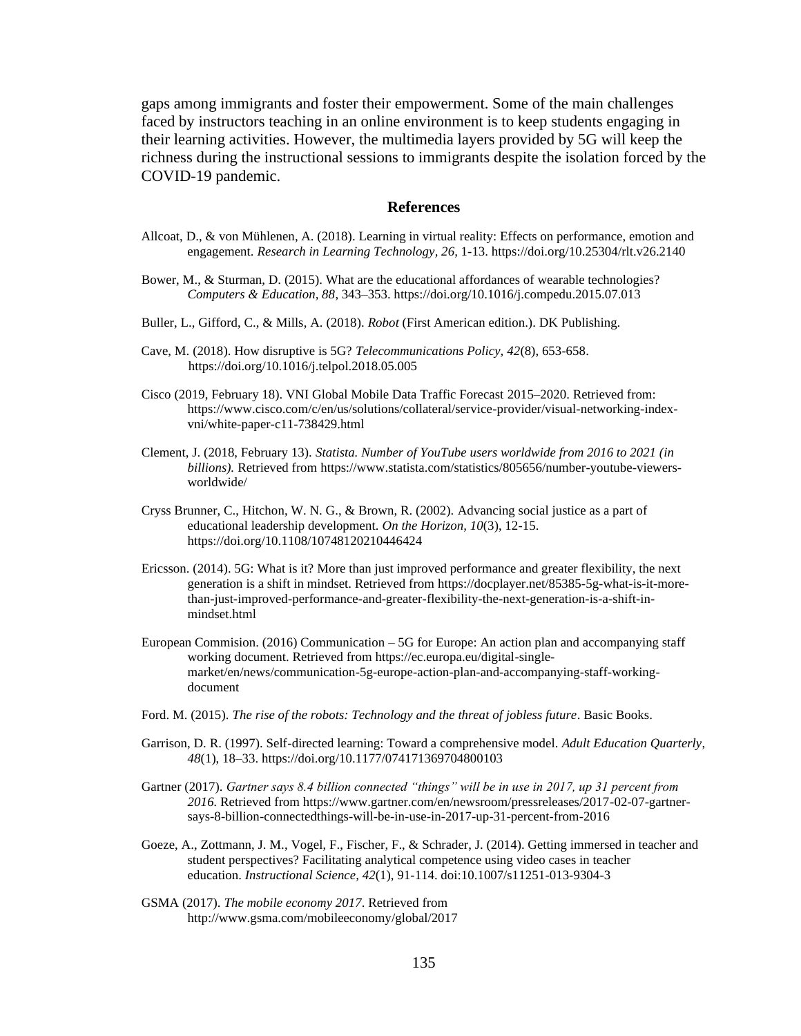gaps among immigrants and foster their empowerment. Some of the main challenges faced by instructors teaching in an online environment is to keep students engaging in their learning activities. However, the multimedia layers provided by 5G will keep the richness during the instructional sessions to immigrants despite the isolation forced by the COVID-19 pandemic.

## References

Allcoat, D., & von Mühlenen, A. (2018). Learning in virtual reality: Effects on performance, emotion and engagement. *Research in Learning Technology, 26,* 1-13. https://doi.org/10.25304/rlt.v26.2140

Bower, M., & Sturman, D. (2015). What are the educational affordances of wearable technologies? *Computers & Education, 88,* 343–353. https://doi.org/10.1016/j.compedu.2015.07.013

Buller, L., Gifford, C., & Mills, A. (2018). *Robot* (First American edition.). DK Publishing.

Cave, M. (2018). How disruptive is 5G? *Telecommunications Policy, 42*(8), 653-658. https://doi.org/10.1016/j.telpol.2018.05.005

Cisco (2019, February 18). VNI Global Mobile Data Traffic Forecast 2015–2020. Retrieved from: https://www.cisco.com/c/en/us/solutions/collateral/service-provider/visual-networking-index-vni/white-paper-c11-738429.html

Clement, J. (2018, February 13). *Statista. Number of YouTube users worldwide from 2016 to 2021 (in billions).* Retrieved from https://www.statista.com/statistics/805656/number-youtube-viewers-worldwide/

Cryss Brunner, C., Hitchon, W. N. G., & Brown, R. (2002). Advancing social justice as a part of educational leadership development. *On the Horizon, 10*(3), 12-15. https://doi.org/10.1108/10748120210446424

Ericsson. (2014). 5G: What is it? More than just improved performance and greater flexibility, the next generation is a shift in mindset. Retrieved from https://docplayer.net/85385-5g-what-is-it-more-than-just-improved-performance-and-greater-flexibility-the-next-generation-is-a-shift-in-mindset.html

European Commision. (2016) Communication – 5G for Europe: An action plan and accompanying staff working document. Retrieved from https://ec.europa.eu/digital-single-market/en/news/communication-5g-europe-action-plan-and-accompanying-staff-working-document

Ford. M. (2015). *The rise of the robots: Technology and the threat of jobless future*. Basic Books.

Garrison, D. R. (1997). Self-directed learning: Toward a comprehensive model. *Adult Education Quarterly, 48*(1), 18–33. https://doi.org/10.1177/074171369704800103

Gartner (2017). *Gartner says 8.4 billion connected "things" will be in use in 2017, up 31 percent from 2016.* Retrieved from https://www.gartner.com/en/newsroom/pressreleases/2017-02-07-gartner-says-8-billion-connectedthings-will-be-in-use-in-2017-up-31-percent-from-2016

Goeze, A., Zottmann, J. M., Vogel, F., Fischer, F., & Schrader, J. (2014). Getting immersed in teacher and student perspectives? Facilitating analytical competence using video cases in teacher education. *Instructional Science, 42*(1), 91-114. doi:10.1007/s11251-013-9304-3

GSMA (2017). *The mobile economy 2017*. Retrieved from http://www.gsma.com/mobileeconomy/global/2017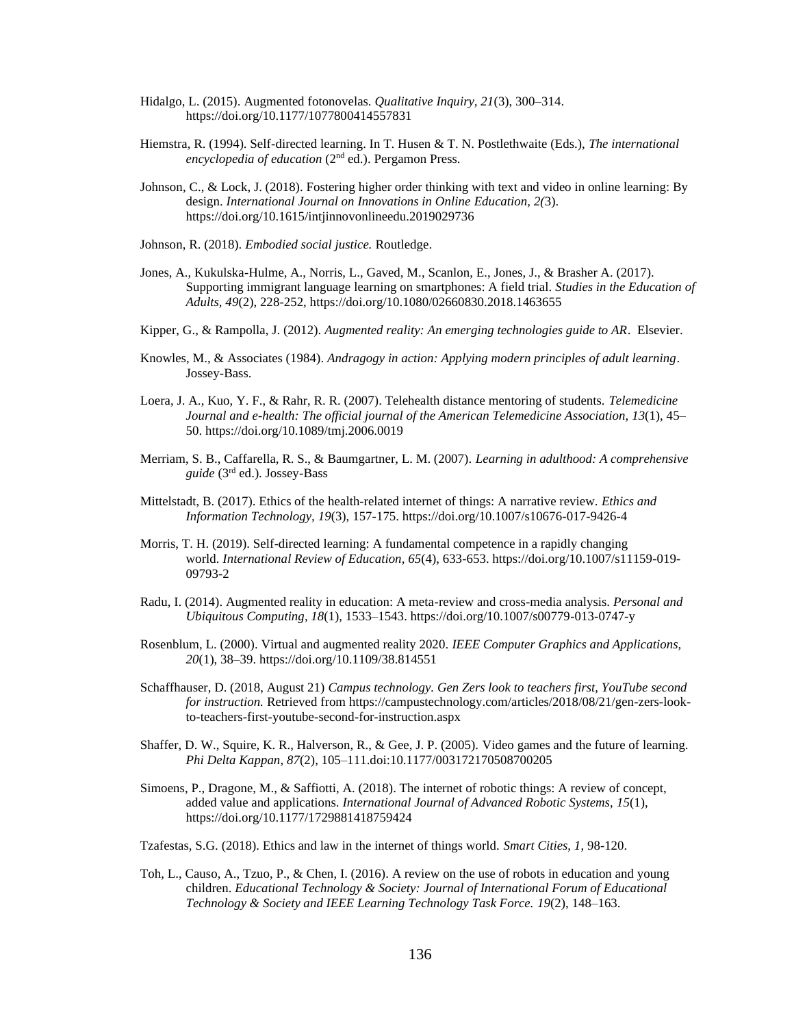Hidalgo, L. (2015). Augmented fotonovelas. *Qualitative Inquiry, 21*(3), 300–314. https://doi.org/10.1177/1077800414557831

Hiemstra, R. (1994). Self-directed learning. In T. Husen & T. N. Postlethwaite (Eds.), *The international encyclopedia of education* (2nd ed.). Pergamon Press.

Johnson, C., & Lock, J. (2018). Fostering higher order thinking with text and video in online learning: By design. *International Journal on Innovations in Online Education, 2(*3). https://doi.org/10.1615/intjinnovonlineedu.2019029736

Johnson, R. (2018). *Embodied social justice.* Routledge.

Jones, A., Kukulska-Hulme, A., Norris, L., Gaved, M., Scanlon, E., Jones, J., & Brasher A. (2017). Supporting immigrant language learning on smartphones: A field trial. *Studies in the Education of Adults, 49*(2), 228-252, https://doi.org/10.1080/02660830.2018.1463655

Kipper, G., & Rampolla, J. (2012). *Augmented reality: An emerging technologies guide to AR*. Elsevier.

Knowles, M., & Associates (1984). *Andragogy in action: Applying modern principles of adult learning*. Jossey-Bass.

Loera, J. A., Kuo, Y. F., & Rahr, R. R. (2007). Telehealth distance mentoring of students. *Telemedicine Journal and e-health: The official journal of the American Telemedicine Association, 13*(1), 45–50. https://doi.org/10.1089/tmj.2006.0019

Merriam, S. B., Caffarella, R. S., & Baumgartner, L. M. (2007). *Learning in adulthood: A comprehensive guide* (3rd ed.). Jossey-Bass

Mittelstadt, B. (2017). Ethics of the health-related internet of things: A narrative review. *Ethics and Information Technology, 19*(3), 157-175. https://doi.org/10.1007/s10676-017-9426-4

Morris, T. H. (2019). Self-directed learning: A fundamental competence in a rapidly changing world. *International Review of Education, 65*(4), 633-653. https://doi.org/10.1007/s11159-019-09793-2

Radu, I. (2014). Augmented reality in education: A meta-review and cross-media analysis. *Personal and Ubiquitous Computing, 18*(1), 1533–1543. https://doi.org/10.1007/s00779-013-0747-y

Rosenblum, L. (2000). Virtual and augmented reality 2020. *IEEE Computer Graphics and Applications, 20*(1), 38–39. https://doi.org/10.1109/38.814551

Schaffhauser, D. (2018, August 21) *Campus technology. Gen Zers look to teachers first, YouTube second for instruction.* Retrieved from https://campustechnology.com/articles/2018/08/21/gen-zers-look-to-teachers-first-youtube-second-for-instruction.aspx

Shaffer, D. W., Squire, K. R., Halverson, R., & Gee, J. P. (2005). Video games and the future of learning. *Phi Delta Kappan, 87*(2), 105–111.doi:10.1177/003172170508700205

Simoens, P., Dragone, M., & Saffiotti, A. (2018). The internet of robotic things: A review of concept, added value and applications. *International Journal of Advanced Robotic Systems, 15*(1), https://doi.org/10.1177/1729881418759424

Tzafestas, S.G. (2018). Ethics and law in the internet of things world. *Smart Cities*, *1*, 98-120.

Toh, L., Causo, A., Tzuo, P., & Chen, I. (2016). A review on the use of robots in education and young children. *Educational Technology & Society: Journal of International Forum of Educational Technology & Society and IEEE Learning Technology Task Force. 19*(2), 148–163.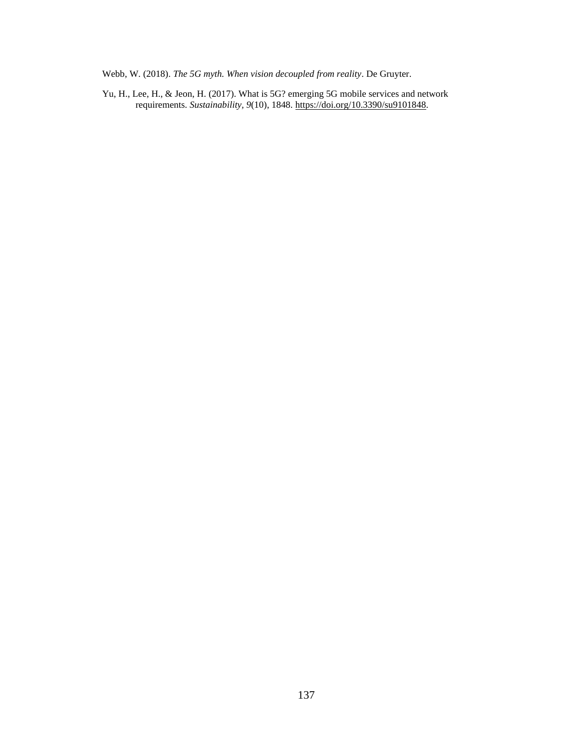Webb, W. (2018). *The 5G myth. When vision decoupled from reality*. De Gruyter.

Yu, H., Lee, H., & Jeon, H. (2017). What is 5G? emerging 5G mobile services and network requirements. *Sustainability, 9*(10), 1848. https://doi.org/10.3390/su9101848.